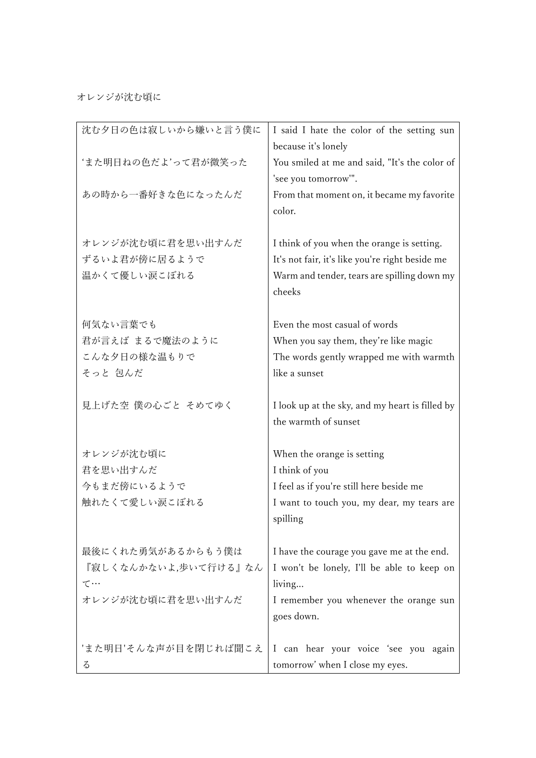オレンジが沈む頃に

| | |
|---|---|
| 沈む夕日の色は寂しいから嫌いと言う僕に | I said I hate the color of the setting sun because it's lonely |
| ‘また明日ねの色だよ’って君が微笑った | You smiled at me and said, "It's the color of 'see you tomorrow'". |
| あの時から一番好きな色になったんだ | From that moment on, it became my favorite color. |
| | |
| オレンジが沈む頃に君を思い出すんだ<br>ずるいよ君が傍に居るようで<br>温かくて優しい涙こぼれる | I think of you when the orange is setting.<br>It's not fair, it's like you're right beside me<br>Warm and tender, tears are spilling down my cheeks |
| | |
| 何気ない言葉でも<br>君が言えば まるで魔法のように<br>こんな夕日の様な温もりで<br>そっと 包んだ | Even the most casual of words<br>When you say them, they’re like magic<br>The words gently wrapped me with warmth like a sunset |
| | |
| 見上げた空 僕の心ごと そめてゆく | I look up at the sky, and my heart is filled by the warmth of sunset |
| | |
| オレンジが沈む頃に<br>君を思い出すんだ<br>今もまだ傍にいるようで<br>触れたくて愛しい涙こぼれる | When the orange is setting<br>I think of you<br>I feel as if you're still here beside me<br>I want to touch you, my dear, my tears are spilling |
| | |
| 最後にくれた勇気があるからもう僕は<br>『寂しくなんかないよ,歩いて行ける』なんて…<br>オレンジが沈む頃に君を思い出すんだ | I have the courage you gave me at the end.<br>I won't be lonely, I'll be able to keep on living...<br>I remember you whenever the orange sun goes down. |
| | |
| 'また明日'そんな声が目を閉じれば聞こえる | I can hear your voice ‘see you again tomorrow’ when I close my eyes. |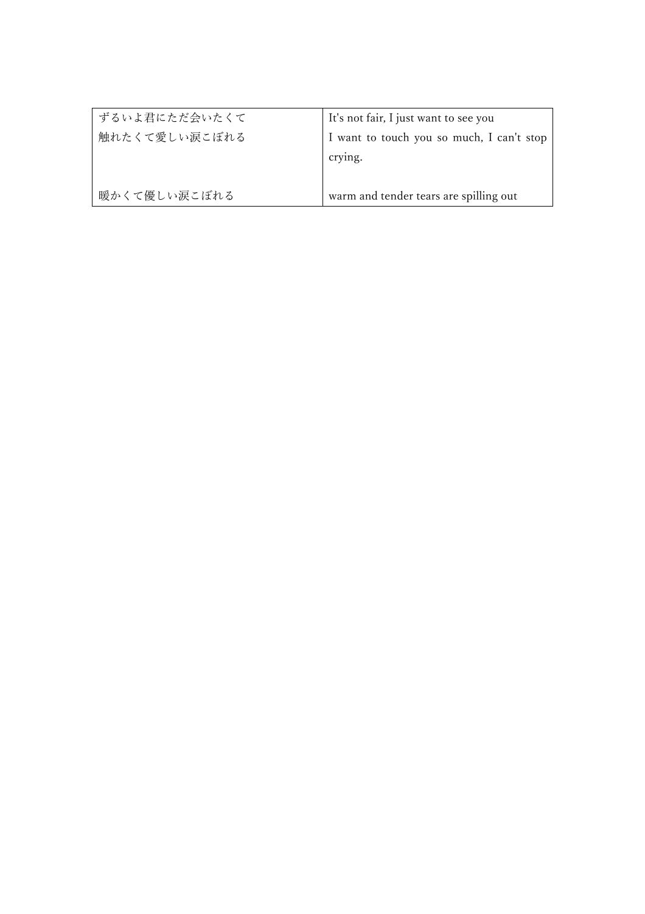| | |
|---|---|
| ずるいよ君にただ会いたくて<br>触れたくて愛しい涙こぼれる<br><br><br>暖かくて優しい涙こぼれる | It's not fair, I just want to see you<br>I want to touch you so much, I can't stop crying.<br><br>warm and tender tears are spilling out |